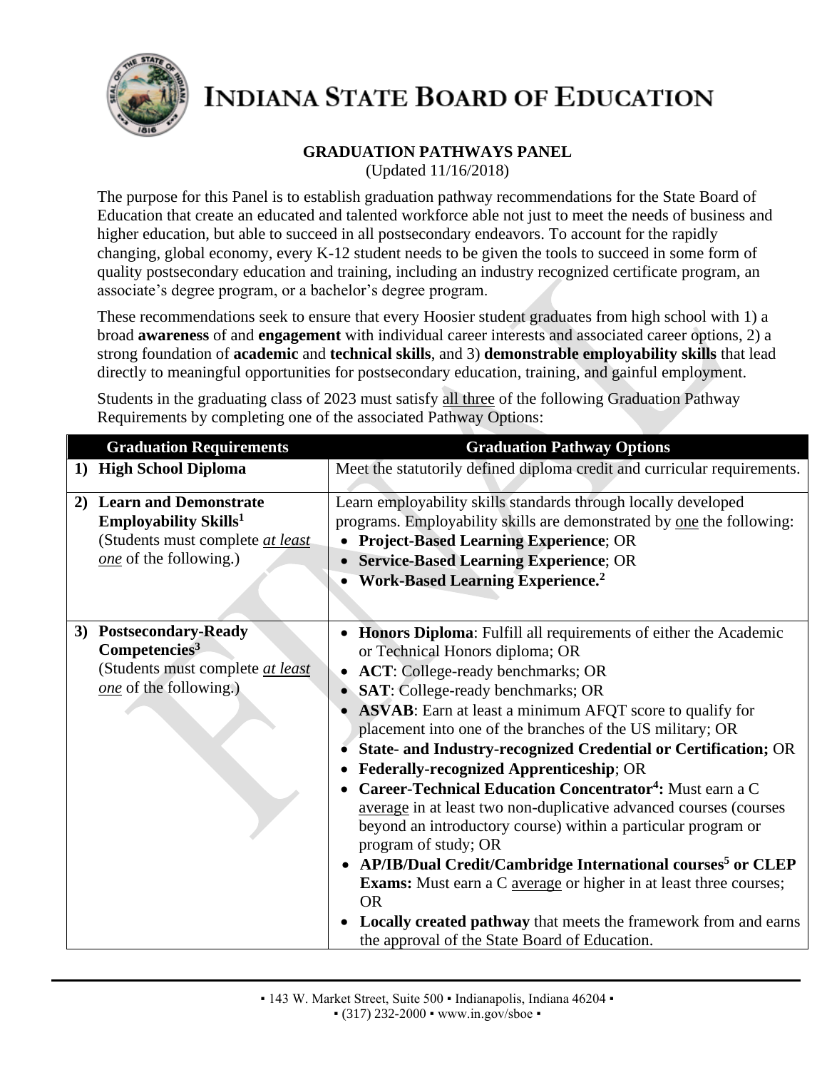# INDIANA STATE BOARD OF EDUCATION

## GRADUATION PATHWAYS PANEL

(Updated 11/16/2018)

The purpose for this Panel is to establish graduation pathway recommendations for the State Board of Education that create an educated and talented workforce able not just to meet the needs of business and higher education, but able to succeed in all postsecondary endeavors. To account for the rapidly changing, global economy, every K-12 student needs to be given the tools to succeed in some form of quality postsecondary education and training, including an industry recognized certificate program, an associate's degree program, or a bachelor's degree program.

These recommendations seek to ensure that every Hoosier student graduates from high school with 1) a broad **awareness** of and **engagement** with individual career interests and associated career options, 2) a strong foundation of **academic** and **technical skills**, and 3) **demonstrable employability skills** that lead directly to meaningful opportunities for postsecondary education, training, and gainful employment.

Students in the graduating class of 2023 must satisfy all three of the following Graduation Pathway Requirements by completing one of the associated Pathway Options:

| Graduation Requirements | Graduation Pathway Options |
|---|---|
| **1) High School Diploma** | Meet the statutorily defined diploma credit and curricular requirements. |
| **2) Learn and Demonstrate Employability Skills**[1] (Students must complete *at least one* of the following.) | Learn employability skills standards through locally developed programs. Employability skills are demonstrated by one the following: <br>• **Project-Based Learning Experience**; OR <br>• **Service-Based Learning Experience**; OR <br>• **Work-Based Learning Experience.**[2] |
| **3) Postsecondary-Ready Competencies**[3] (Students must complete *at least one* of the following.) | • **Honors Diploma**: Fulfill all requirements of either the Academic or Technical Honors diploma; OR <br>• **ACT**: College-ready benchmarks; OR <br>• **SAT**: College-ready benchmarks; OR <br>• **ASVAB**: Earn at least a minimum AFQT score to qualify for placement into one of the branches of the US military; OR <br>• **State- and Industry-recognized Credential or Certification;** OR <br>• **Federally-recognized Apprenticeship**; OR <br>• **Career-Technical Education Concentrator**[4]**:** Must earn a C average in at least two non-duplicative advanced courses (courses beyond an introductory course) within a particular program or program of study; OR <br>• **AP/IB/Dual Credit/Cambridge International courses**[5] **or CLEP Exams:** Must earn a C average or higher in at least three courses; OR <br>• **Locally created pathway** that meets the framework from and earns the approval of the State Board of Education. |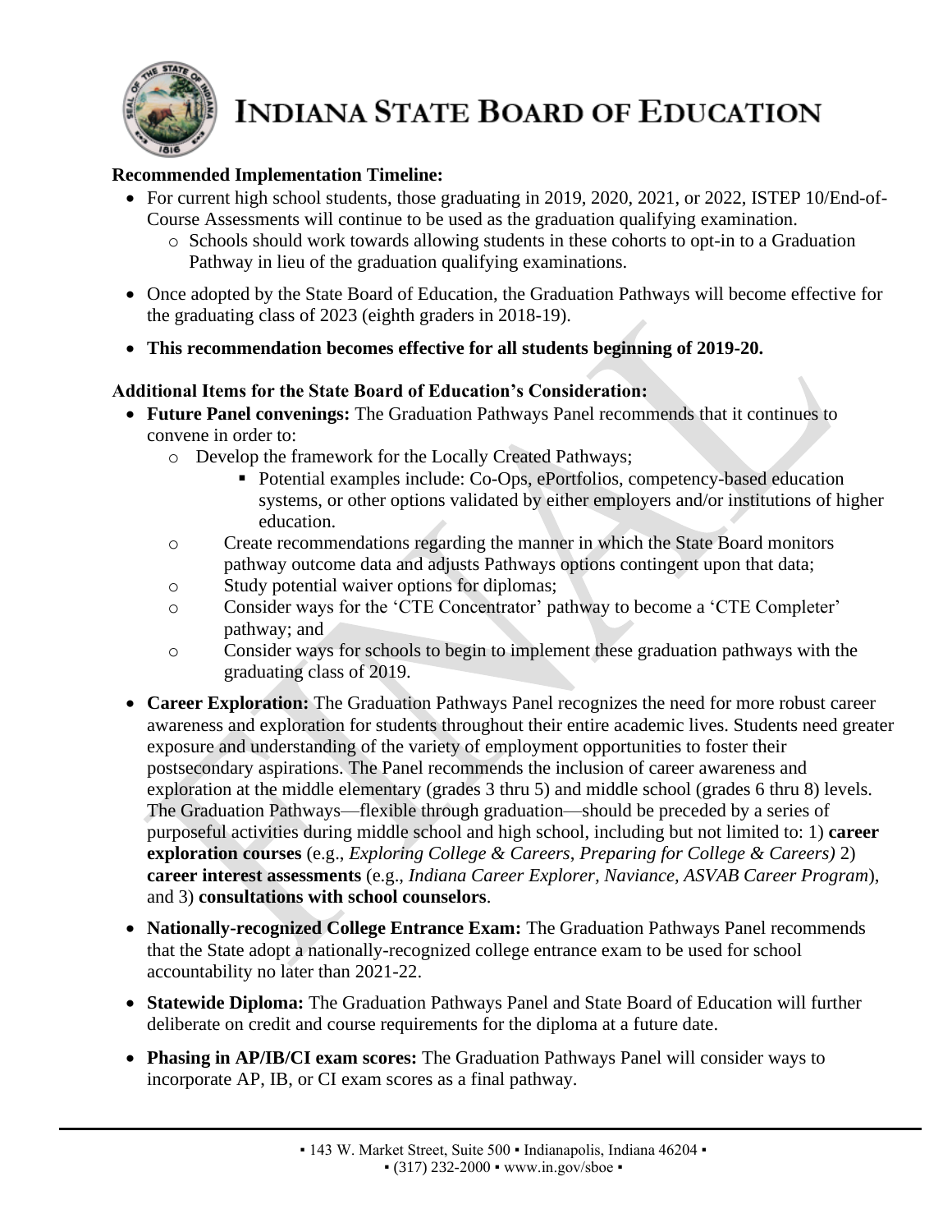# INDIANA STATE BOARD OF EDUCATION

**Recommended Implementation Timeline:**

- For current high school students, those graduating in 2019, 2020, 2021, or 2022, ISTEP 10/End-of-Course Assessments will continue to be used as the graduation qualifying examination.
  - Schools should work towards allowing students in these cohorts to opt-in to a Graduation Pathway in lieu of the graduation qualifying examinations.
- Once adopted by the State Board of Education, the Graduation Pathways will become effective for the graduating class of 2023 (eighth graders in 2018-19).
- **This recommendation becomes effective for all students beginning of 2019-20.**

**Additional Items for the State Board of Education's Consideration:**

- **Future Panel convenings:** The Graduation Pathways Panel recommends that it continues to convene in order to:
  - Develop the framework for the Locally Created Pathways;
    - Potential examples include: Co-Ops, ePortfolios, competency-based education systems, or other options validated by either employers and/or institutions of higher education.
  - Create recommendations regarding the manner in which the State Board monitors pathway outcome data and adjusts Pathways options contingent upon that data;
  - Study potential waiver options for diplomas;
  - Consider ways for the 'CTE Concentrator' pathway to become a 'CTE Completer' pathway; and
  - Consider ways for schools to begin to implement these graduation pathways with the graduating class of 2019.
- **Career Exploration:** The Graduation Pathways Panel recognizes the need for more robust career awareness and exploration for students throughout their entire academic lives. Students need greater exposure and understanding of the variety of employment opportunities to foster their postsecondary aspirations. The Panel recommends the inclusion of career awareness and exploration at the middle elementary (grades 3 thru 5) and middle school (grades 6 thru 8) levels. The Graduation Pathways—flexible through graduation—should be preceded by a series of purposeful activities during middle school and high school, including but not limited to: 1) **career exploration courses** (e.g., *Exploring College & Careers*, *Preparing for College & Careers)* 2) **career interest assessments** (e.g., *Indiana Career Explorer*, *Naviance*, *ASVAB Career Program*), and 3) **consultations with school counselors**.
- **Nationally-recognized College Entrance Exam:** The Graduation Pathways Panel recommends that the State adopt a nationally-recognized college entrance exam to be used for school accountability no later than 2021-22.
- **Statewide Diploma:** The Graduation Pathways Panel and State Board of Education will further deliberate on credit and course requirements for the diploma at a future date.
- **Phasing in AP/IB/CI exam scores:** The Graduation Pathways Panel will consider ways to incorporate AP, IB, or CI exam scores as a final pathway.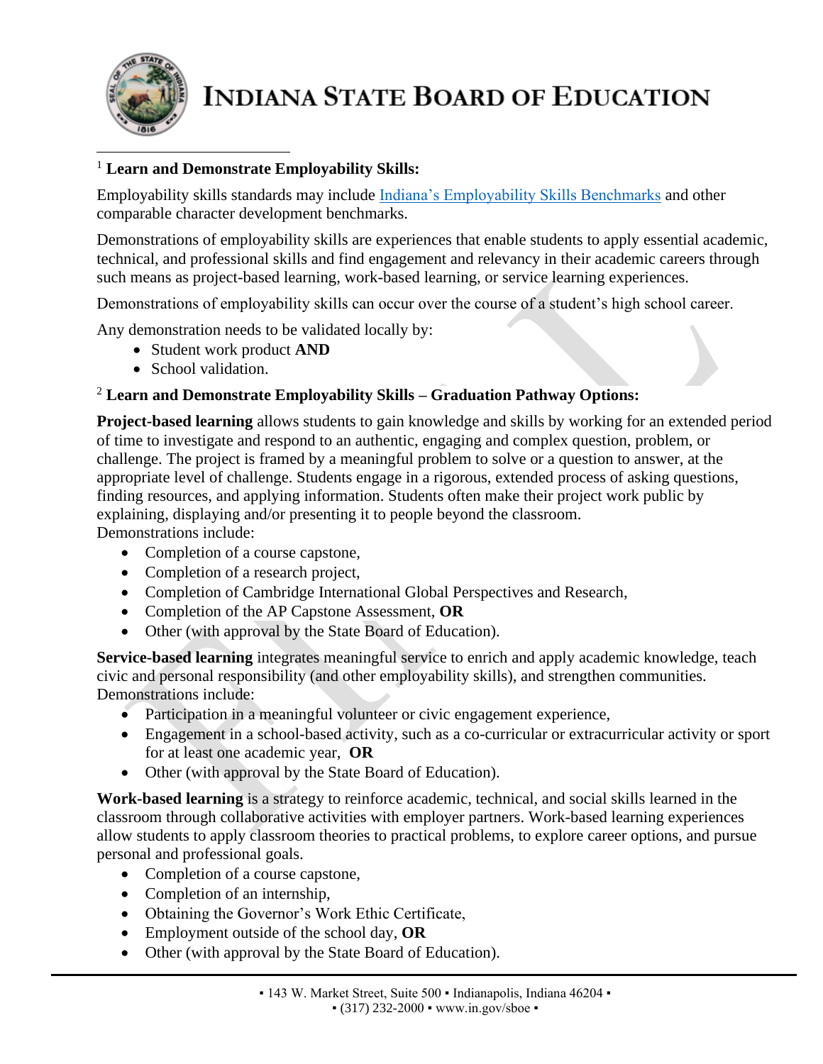# INDIANA STATE BOARD OF EDUCATION

[1] **Learn and Demonstrate Employability Skills:**

Employability skills standards may include Indiana's Employability Skills Benchmarks and other comparable character development benchmarks.

Demonstrations of employability skills are experiences that enable students to apply essential academic, technical, and professional skills and find engagement and relevancy in their academic careers through such means as project-based learning, work-based learning, or service learning experiences.

Demonstrations of employability skills can occur over the course of a student's high school career.

Any demonstration needs to be validated locally by:

- Student work product **AND**
- School validation.

[2] **Learn and Demonstrate Employability Skills – Graduation Pathway Options:**

**Project-based learning** allows students to gain knowledge and skills by working for an extended period of time to investigate and respond to an authentic, engaging and complex question, problem, or challenge. The project is framed by a meaningful problem to solve or a question to answer, at the appropriate level of challenge. Students engage in a rigorous, extended process of asking questions, finding resources, and applying information. Students often make their project work public by explaining, displaying and/or presenting it to people beyond the classroom.
Demonstrations include:

- Completion of a course capstone,
- Completion of a research project,
- Completion of Cambridge International Global Perspectives and Research,
- Completion of the AP Capstone Assessment, **OR**
- Other (with approval by the State Board of Education).

**Service-based learning** integrates meaningful service to enrich and apply academic knowledge, teach civic and personal responsibility (and other employability skills), and strengthen communities.
Demonstrations include:

- Participation in a meaningful volunteer or civic engagement experience,
- Engagement in a school-based activity, such as a co-curricular or extracurricular activity or sport for at least one academic year, **OR**
- Other (with approval by the State Board of Education).

**Work-based learning** is a strategy to reinforce academic, technical, and social skills learned in the classroom through collaborative activities with employer partners. Work-based learning experiences allow students to apply classroom theories to practical problems, to explore career options, and pursue personal and professional goals.

- Completion of a course capstone,
- Completion of an internship,
- Obtaining the Governor's Work Ethic Certificate,
- Employment outside of the school day, **OR**
- Other (with approval by the State Board of Education).

▪ 143 W. Market Street, Suite 500 ▪ Indianapolis, Indiana 46204 ▪
▪ (317) 232-2000 ▪ www.in.gov/sboe ▪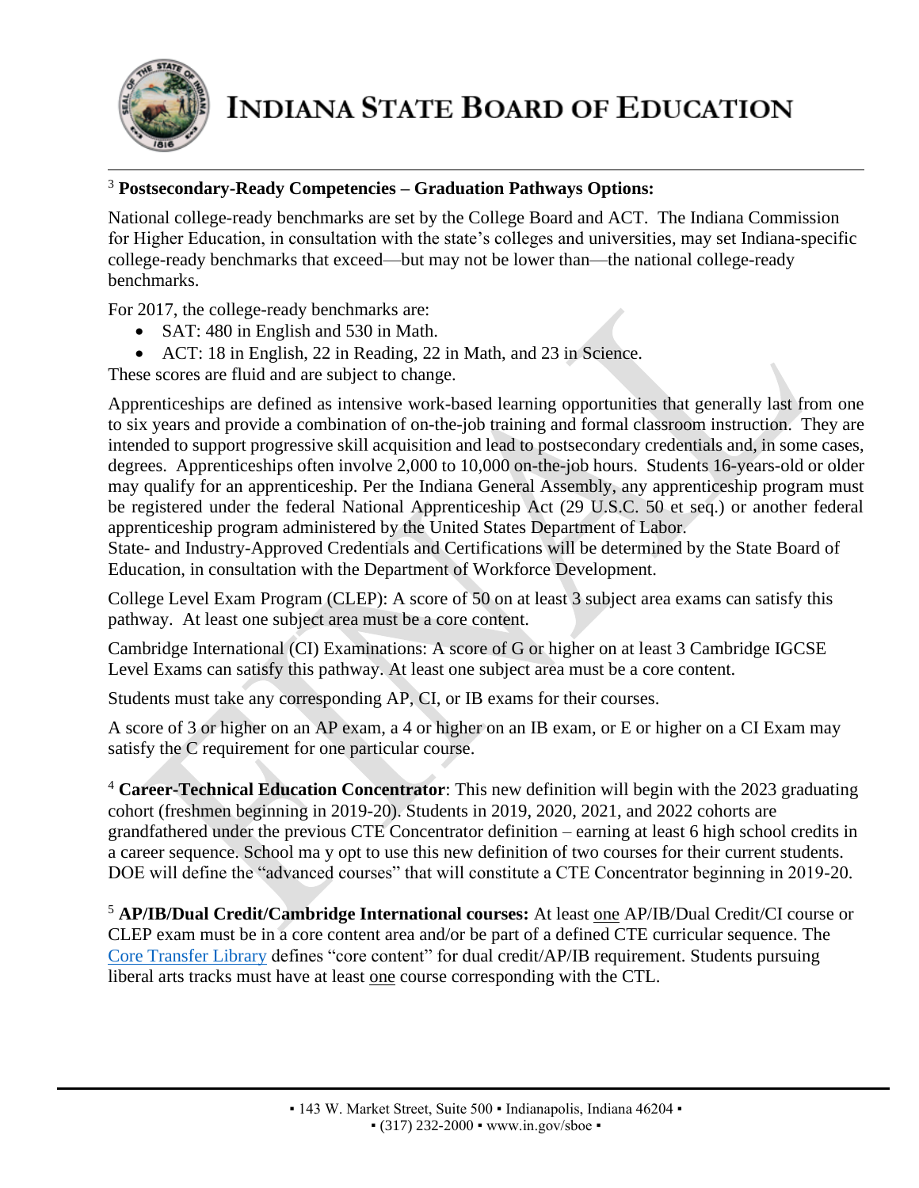[3] **Postsecondary-Ready Competencies – Graduation Pathways Options:**

National college-ready benchmarks are set by the College Board and ACT. The Indiana Commission for Higher Education, in consultation with the state's colleges and universities, may set Indiana-specific college-ready benchmarks that exceed—but may not be lower than—the national college-ready benchmarks.

For 2017, the college-ready benchmarks are:

- SAT: 480 in English and 530 in Math.
- ACT: 18 in English, 22 in Reading, 22 in Math, and 23 in Science.

These scores are fluid and are subject to change.

Apprenticeships are defined as intensive work-based learning opportunities that generally last from one to six years and provide a combination of on-the-job training and formal classroom instruction. They are intended to support progressive skill acquisition and lead to postsecondary credentials and, in some cases, degrees. Apprenticeships often involve 2,000 to 10,000 on-the-job hours. Students 16-years-old or older may qualify for an apprenticeship. Per the Indiana General Assembly, any apprenticeship program must be registered under the federal National Apprenticeship Act (29 U.S.C. 50 et seq.) or another federal apprenticeship program administered by the United States Department of Labor.
State- and Industry-Approved Credentials and Certifications will be determined by the State Board of Education, in consultation with the Department of Workforce Development.

College Level Exam Program (CLEP): A score of 50 on at least 3 subject area exams can satisfy this pathway. At least one subject area must be a core content.

Cambridge International (CI) Examinations: A score of G or higher on at least 3 Cambridge IGCSE Level Exams can satisfy this pathway. At least one subject area must be a core content.

Students must take any corresponding AP, CI, or IB exams for their courses.

A score of 3 or higher on an AP exam, a 4 or higher on an IB exam, or E or higher on a CI Exam may satisfy the C requirement for one particular course.

[4] **Career-Technical Education Concentrator**: This new definition will begin with the 2023 graduating cohort (freshmen beginning in 2019-20). Students in 2019, 2020, 2021, and 2022 cohorts are grandfathered under the previous CTE Concentrator definition – earning at least 6 high school credits in a career sequence. School ma y opt to use this new definition of two courses for their current students. DOE will define the "advanced courses" that will constitute a CTE Concentrator beginning in 2019-20.

[5] **AP/IB/Dual Credit/Cambridge International courses:** At least one AP/IB/Dual Credit/CI course or CLEP exam must be in a core content area and/or be part of a defined CTE curricular sequence. The Core Transfer Library defines "core content" for dual credit/AP/IB requirement. Students pursuing liberal arts tracks must have at least one course corresponding with the CTL.